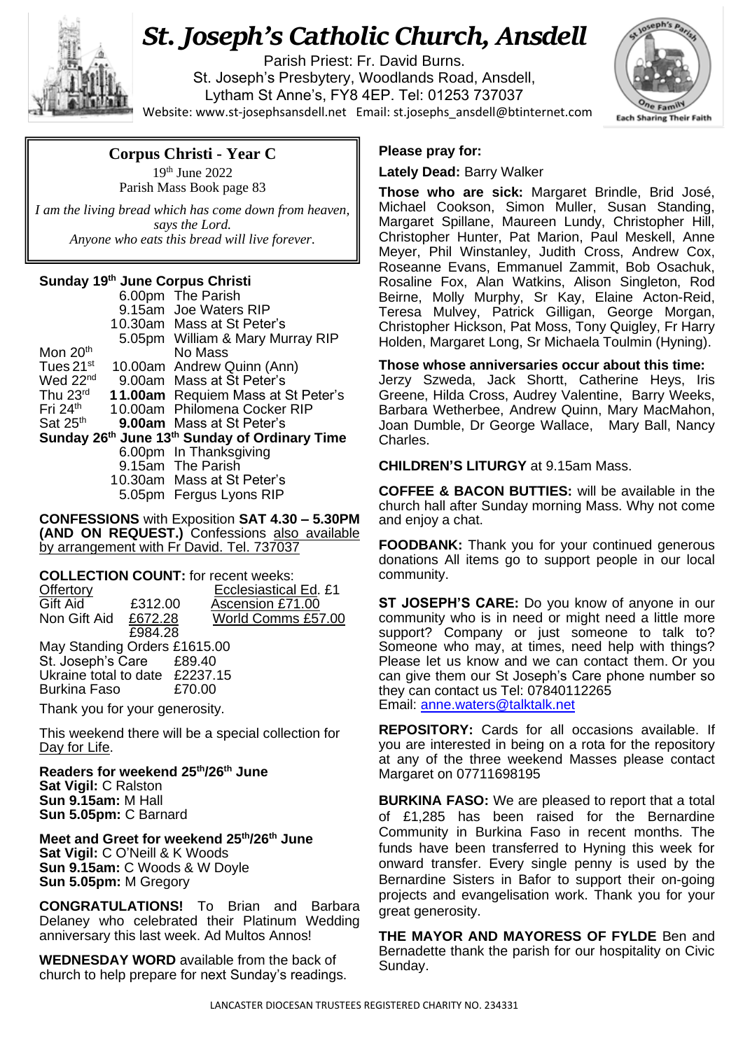# St. Joseph's Catholic Church, Ansdell

Parish Priest: Fr. David Burns.
St. Joseph's Presbytery, Woodlands Road, Ansdell,
Lytham St Anne's, FY8 4EP. Tel: 01253 737037
Website: www.st-josephsansdell.net Email: st.josephs_ansdell@btinternet.com

## Corpus Christi - Year C

19th June 2022
Parish Mass Book page 83

*I am the living bread which has come down from heaven, says the Lord.*
*Anyone who eats this bread will live forever.*

**Sunday 19th June Corpus Christi**

| | | |
|---|---|---|
| | 6.00pm | The Parish |
| | 9.15am | Joe Waters RIP |
| | 10.30am | Mass at St Peter's |
| | 5.05pm | William & Mary Murray RIP |
| Mon 20th | | No Mass |
| Tues 21st | 10.00am | Andrew Quinn (Ann) |
| Wed 22nd | 9.00am | Mass at St Peter's |
| Thu 23rd | **11.00am** | Requiem Mass at St Peter's |
| Fri 24th | 10.00am | Philomena Cocker RIP |
| Sat 25th | **9.00am** | Mass at St Peter's |

**Sunday 26th June 13th Sunday of Ordinary Time**

| | | |
|---|---|---|
| | 6.00pm | In Thanksgiving |
| | 9.15am | The Parish |
| | 10.30am | Mass at St Peter's |
| | 5.05pm | Fergus Lyons RIP |

**CONFESSIONS** with Exposition **SAT 4.30 – 5.30PM (AND ON REQUEST.)** Confessions also available by arrangement with Fr David. Tel. 737037

**COLLECTION COUNT:** for recent weeks:

| Offertory | | |
|---|---|---|
| Gift Aid | £312.00 | Ecclesiastical Ed. £1 |
| Non Gift Aid | £672.28 | Ascension £71.00 |
| | £984.28 | World Comms £57.00 |

May Standing Orders £1615.00
St. Joseph's Care £89.40
Ukraine total to date £2237.15
Burkina Faso £70.00

Thank you for your generosity.

This weekend there will be a special collection for Day for Life.

**Readers for weekend 25th/26th June**
**Sat Vigil:** C Ralston
**Sun 9.15am:** M Hall
**Sun 5.05pm:** C Barnard

**Meet and Greet for weekend 25th/26th June**
**Sat Vigil:** C O'Neill & K Woods
**Sun 9.15am:** C Woods & W Doyle
**Sun 5.05pm:** M Gregory

**CONGRATULATIONS!** To Brian and Barbara Delaney who celebrated their Platinum Wedding anniversary this last week. Ad Multos Annos!

**WEDNESDAY WORD** available from the back of church to help prepare for next Sunday's readings.

**Please pray for:**

**Lately Dead:** Barry Walker

**Those who are sick:** Margaret Brindle, Brid José, Michael Cookson, Simon Muller, Susan Standing, Margaret Spillane, Maureen Lundy, Christopher Hill, Christopher Hunter, Pat Marion, Paul Meskell, Anne Meyer, Phil Winstanley, Judith Cross, Andrew Cox, Roseanne Evans, Emmanuel Zammit, Bob Osachuk, Rosaline Fox, Alan Watkins, Alison Singleton, Rod Beirne, Molly Murphy, Sr Kay, Elaine Acton-Reid, Teresa Mulvey, Patrick Gilligan, George Morgan, Christopher Hickson, Pat Moss, Tony Quigley, Fr Harry Holden, Margaret Long, Sr Michaela Toulmin (Hyning).

**Those whose anniversaries occur about this time:** Jerzy Szweda, Jack Shortt, Catherine Heys, Iris Greene, Hilda Cross, Audrey Valentine, Barry Weeks, Barbara Wetherbee, Andrew Quinn, Mary MacMahon, Joan Dumble, Dr George Wallace, Mary Ball, Nancy Charles.

**CHILDREN'S LITURGY** at 9.15am Mass.

**COFFEE & BACON BUTTIES:** will be available in the church hall after Sunday morning Mass. Why not come and enjoy a chat.

**FOODBANK:** Thank you for your continued generous donations All items go to support people in our local community.

**ST JOSEPH'S CARE:** Do you know of anyone in our community who is in need or might need a little more support? Company or just someone to talk to? Someone who may, at times, need help with things? Please let us know and we can contact them. Or you can give them our St Joseph's Care phone number so they can contact us Tel: 07840112265
Email: anne.waters@talktalk.net

**REPOSITORY:** Cards for all occasions available. If you are interested in being on a rota for the repository at any of the three weekend Masses please contact Margaret on 07711698195

**BURKINA FASO:** We are pleased to report that a total of £1,285 has been raised for the Bernardine Community in Burkina Faso in recent months. The funds have been transferred to Hyning this week for onward transfer. Every single penny is used by the Bernardine Sisters in Bafor to support their on-going projects and evangelisation work. Thank you for your great generosity.

**THE MAYOR AND MAYORESS OF FYLDE** Ben and Bernadette thank the parish for our hospitality on Civic Sunday.

LANCASTER DIOCESAN TRUSTEES REGISTERED CHARITY NO. 234331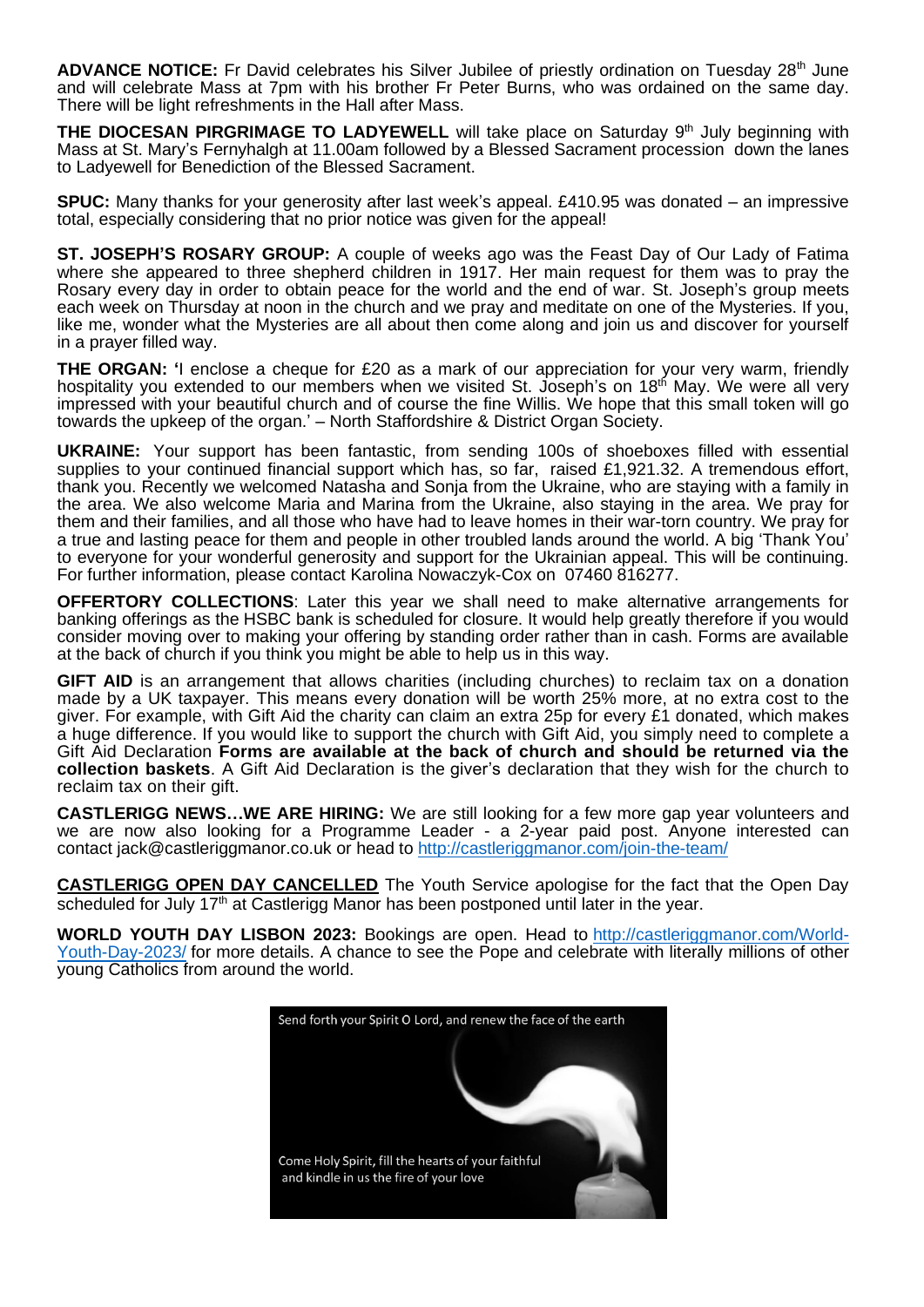**ADVANCE NOTICE:** Fr David celebrates his Silver Jubilee of priestly ordination on Tuesday 28th June and will celebrate Mass at 7pm with his brother Fr Peter Burns, who was ordained on the same day. There will be light refreshments in the Hall after Mass.

**THE DIOCESAN PIRGRIMAGE TO LADYEWELL** will take place on Saturday 9th July beginning with Mass at St. Mary's Fernyhalgh at 11.00am followed by a Blessed Sacrament procession down the lanes to Ladyewell for Benediction of the Blessed Sacrament.

**SPUC:** Many thanks for your generosity after last week's appeal. £410.95 was donated – an impressive total, especially considering that no prior notice was given for the appeal!

**ST. JOSEPH'S ROSARY GROUP:** A couple of weeks ago was the Feast Day of Our Lady of Fatima where she appeared to three shepherd children in 1917. Her main request for them was to pray the Rosary every day in order to obtain peace for the world and the end of war. St. Joseph's group meets each week on Thursday at noon in the church and we pray and meditate on one of the Mysteries. If you, like me, wonder what the Mysteries are all about then come along and join us and discover for yourself in a prayer filled way.

**THE ORGAN:** 'I enclose a cheque for £20 as a mark of our appreciation for your very warm, friendly hospitality you extended to our members when we visited St. Joseph's on 18th May. We were all very impressed with your beautiful church and of course the fine Willis. We hope that this small token will go towards the upkeep of the organ.' – North Staffordshire & District Organ Society.

**UKRAINE:** Your support has been fantastic, from sending 100s of shoeboxes filled with essential supplies to your continued financial support which has, so far, raised £1,921.32. A tremendous effort, thank you. Recently we welcomed Natasha and Sonja from the Ukraine, who are staying with a family in the area. We also welcome Maria and Marina from the Ukraine, also staying in the area. We pray for them and their families, and all those who have had to leave homes in their war-torn country. We pray for a true and lasting peace for them and people in other troubled lands around the world. A big 'Thank You' to everyone for your wonderful generosity and support for the Ukrainian appeal. This will be continuing. For further information, please contact Karolina Nowaczyk-Cox on 07460 816277.

**OFFERTORY COLLECTIONS**: Later this year we shall need to make alternative arrangements for banking offerings as the HSBC bank is scheduled for closure. It would help greatly therefore if you would consider moving over to making your offering by standing order rather than in cash. Forms are available at the back of church if you think you might be able to help us in this way.

**GIFT AID** is an arrangement that allows charities (including churches) to reclaim tax on a donation made by a UK taxpayer. This means every donation will be worth 25% more, at no extra cost to the giver. For example, with Gift Aid the charity can claim an extra 25p for every £1 donated, which makes a huge difference. If you would like to support the church with Gift Aid, you simply need to complete a Gift Aid Declaration **Forms are available at the back of church and should be returned via the collection baskets**. A Gift Aid Declaration is the giver's declaration that they wish for the church to reclaim tax on their gift.

**CASTLERIGG NEWS…WE ARE HIRING:** We are still looking for a few more gap year volunteers and we are now also looking for a Programme Leader - a 2-year paid post. Anyone interested can contact jack@castleriggmanor.co.uk or head to http://castleriggmanor.com/join-the-team/

**CASTLERIGG OPEN DAY CANCELLED** The Youth Service apologise for the fact that the Open Day scheduled for July 17th at Castlerigg Manor has been postponed until later in the year.

**WORLD YOUTH DAY LISBON 2023:** Bookings are open. Head to http://castleriggmanor.com/World-Youth-Day-2023/ for more details. A chance to see the Pope and celebrate with literally millions of other young Catholics from around the world.

Send forth your Spirit O Lord, and renew the face of the earth

Come Holy Spirit, fill the hearts of your faithful and kindle in us the fire of your love